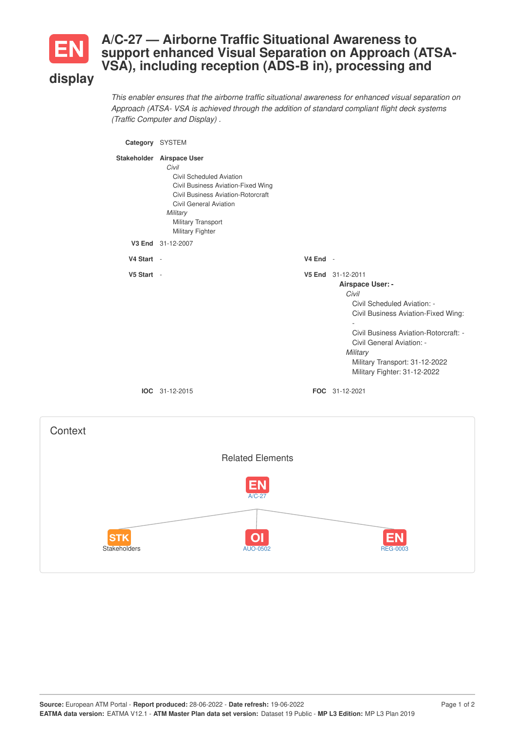# EN A/C-27 — Airborne Traffic Situational Awareness to support enhanced Visual Separation on Approach (ATSA-VSA), including reception (ADS-B in), processing and display

*This enabler ensures that the airborne traffic situational awareness for enhanced visual separation on Approach (ATSA- VSA is achieved through the addition of standard compliant flight deck systems (Traffic Computer and Display) .*

**Category** SYSTEM

**Stakeholder** **Airspace User**

*Civil*

- Civil Scheduled Aviation
- Civil Business Aviation-Fixed Wing
- Civil Business Aviation-Rotorcraft
- Civil General Aviation

*Military*

- Military Transport
- Military Fighter

**V3 End** 31-12-2007

**V4 Start** -

**V4 End** -

**V5 Start** -

**V5 End** 31-12-2011

**Airspace User: -**

*Civil*

- Civil Scheduled Aviation: -
- Civil Business Aviation-Fixed Wing: -
- Civil Business Aviation-Rotorcraft: -
- Civil General Aviation: -

*Military*

- Military Transport: 31-12-2022
- Military Fighter: 31-12-2022

**IOC** 31-12-2015

**FOC** 31-12-2021

## Context

### Related Elements

- EN A/C-27
  - STK Stakeholders
  - OI AUO-0502
  - EN REG-0003

**Source:** European ATM Portal - **Report produced:** 28-06-2022 - **Date refresh:** 19-06-2022
**EATMA data version:** EATMA V12.1 - **ATM Master Plan data set version:** Dataset 19 Public - **MP L3 Edition:** MP L3 Plan 2019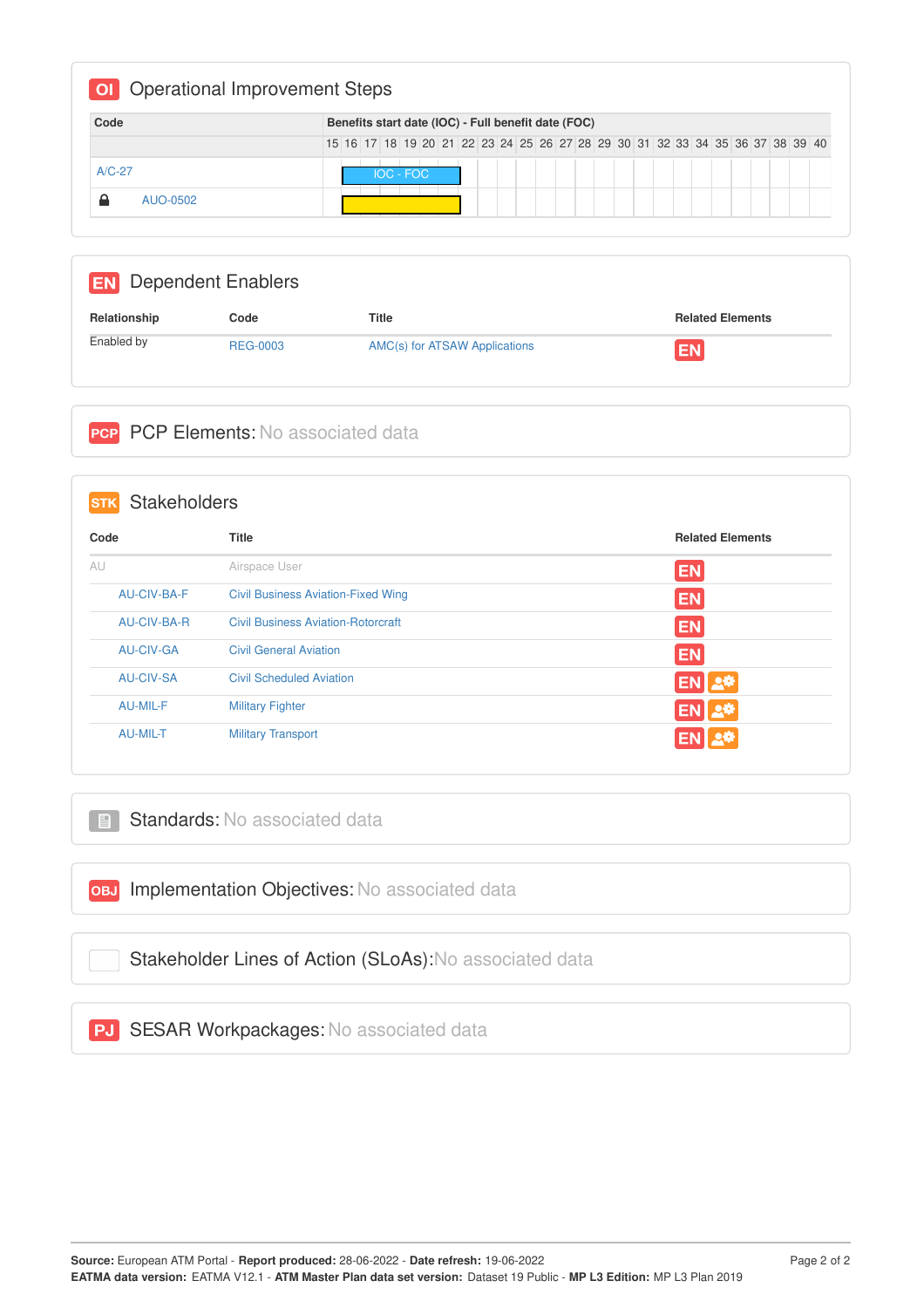## OI Operational Improvement Steps

| Code | Benefits start date (IOC) - Full benefit date (FOC) |
| --- | --- |
| | 15 16 17 18 19 20 21 22 23 24 25 26 27 28 29 30 31 32 33 34 35 36 37 38 39 40 |
| A/C-27 | IOC - FOC |
| AUO-0502 | |

## EN Dependent Enablers

| Relationship | Code | Title | Related Elements |
| --- | --- | --- | --- |
| Enabled by | REG-0003 | AMC(s) for ATSAW Applications | EN |

## PCP PCP Elements: No associated data

## STK Stakeholders

| Code | Title | Related Elements |
| --- | --- | --- |
| AU | Airspace User | EN |
| AU-CIV-BA-F | Civil Business Aviation-Fixed Wing | EN |
| AU-CIV-BA-R | Civil Business Aviation-Rotorcraft | EN |
| AU-CIV-GA | Civil General Aviation | EN |
| AU-CIV-SA | Civil Scheduled Aviation | EN |
| AU-MIL-F | Military Fighter | EN |
| AU-MIL-T | Military Transport | EN |

## Standards: No associated data

## OBJ Implementation Objectives: No associated data

## Stakeholder Lines of Action (SLoAs): No associated data

## PJ SESAR Workpackages: No associated data

**Source:** European ATM Portal - **Report produced:** 28-06-2022 - **Date refresh:** 19-06-2022
**EATMA data version:** EATMA V12.1 - **ATM Master Plan data set version:** Dataset 19 Public - **MP L3 Edition:** MP L3 Plan 2019